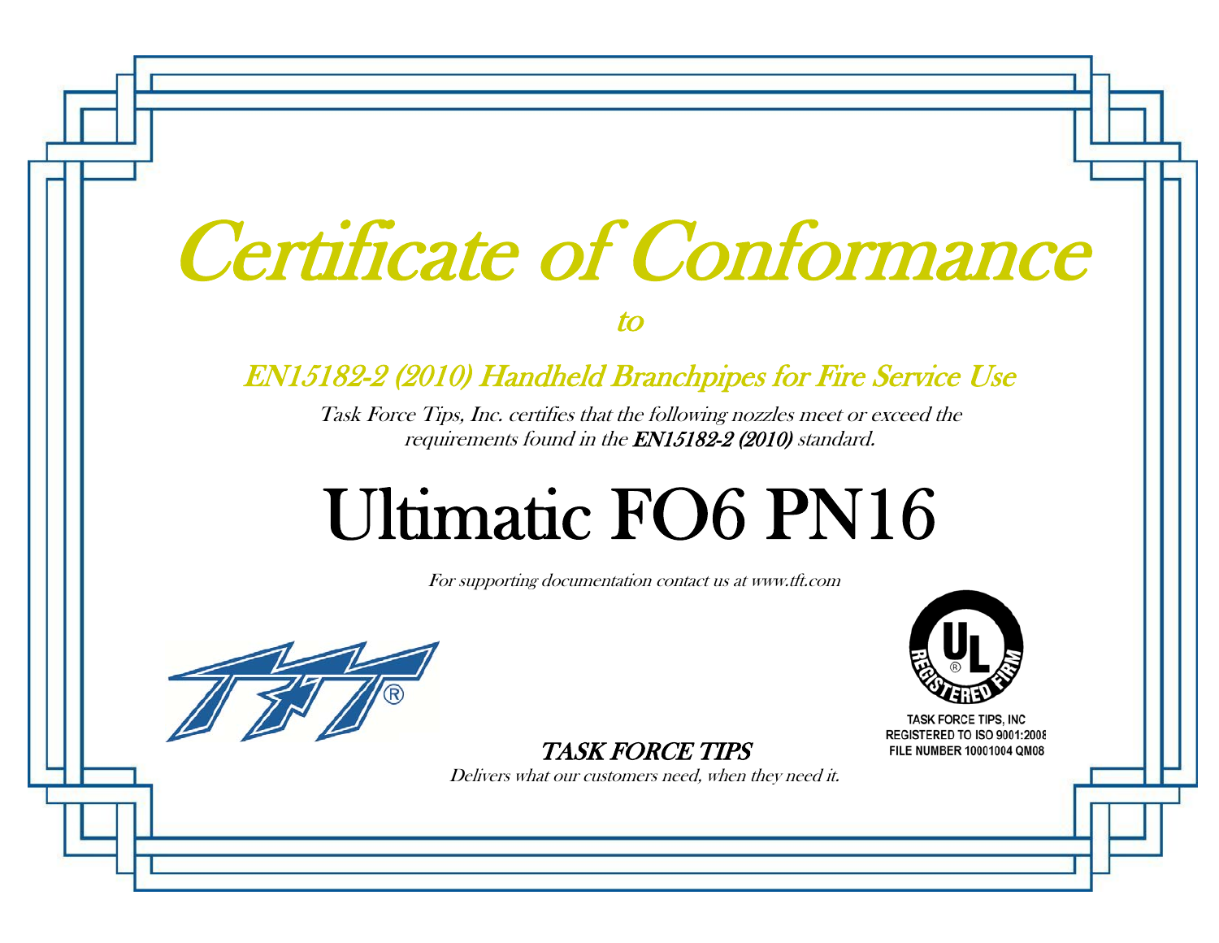# Certificate of Conformance

*to*

## *EN15182-2 (2010) Handheld Branchpipes for Fire Service Use*

*Task Force Tips, Inc. certifies that the following nozzles meet or exceed the requirements found in the* ***EN15182-2 (2010)*** *standard.*

# Ultimatic FO6 PN16

*For supporting documentation contact us at www.tft.com*

**TASK FORCE TIPS, INC**
**REGISTERED TO ISO 9001:2008**
**FILE NUMBER 10001004 QM08**

*TASK FORCE TIPS*

*Delivers what our customers need, when they need it.*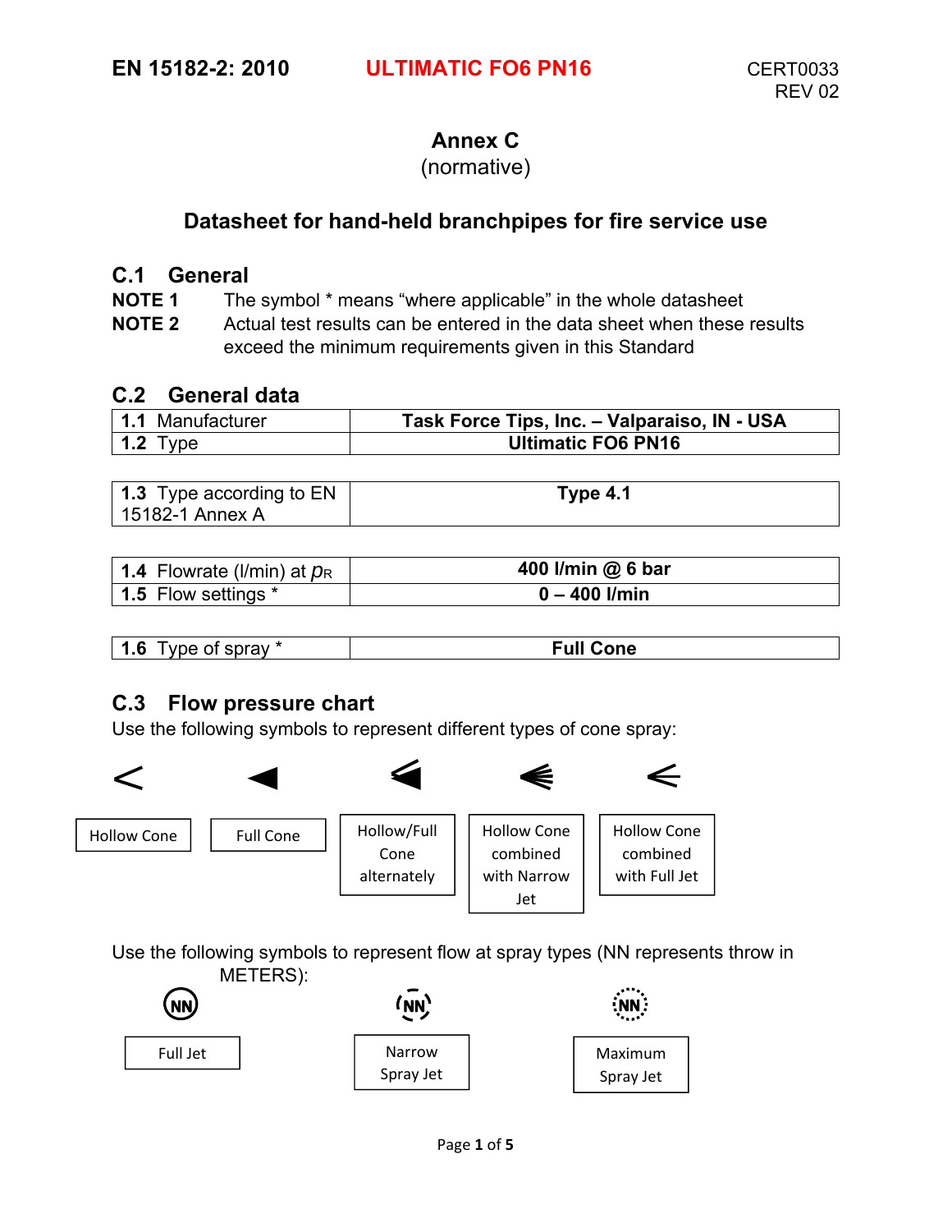EN 15182-2: 2010 **ULTIMATIC FO6 PN16** CERT0033 REV 02

# Annex C
(normative)

## Datasheet for hand-held branchpipes for fire service use

### C.1 General

**NOTE 1** The symbol * means "where applicable" in the whole datasheet

**NOTE 2** Actual test results can be entered in the data sheet when these results exceed the minimum requirements given in this Standard

### C.2 General data

| | |
|---|---|
| **1.1** Manufacturer | **Task Force Tips, Inc. – Valparaiso, IN - USA** |
| **1.2** Type | **Ultimatic FO6 PN16** |

| | |
|---|---|
| **1.3** Type according to EN 15182-1 Annex A | **Type 4.1** |

| | |
|---|---|
| **1.4** Flowrate (l/min) at $p_R$ | **400 l/min @ 6 bar** |
| **1.5** Flow settings * | **0 – 400 l/min** |

| | |
|---|---|
| **1.6** Type of spray * | **Full Cone** |

### C.3 Flow pressure chart

Use the following symbols to represent different types of cone spray:

| < | ◀ | | | |
|---|---|---|---|---|
| Hollow Cone | Full Cone | Hollow/Full Cone alternately | Hollow Cone combined with Narrow Jet | Hollow Cone combined with Full Jet |

Use the following symbols to represent flow at spray types (NN represents throw in METERS):

| (NN) | (NN) | (NN) |
|---|---|---|
| Full Jet | Narrow Spray Jet | Maximum Spray Jet |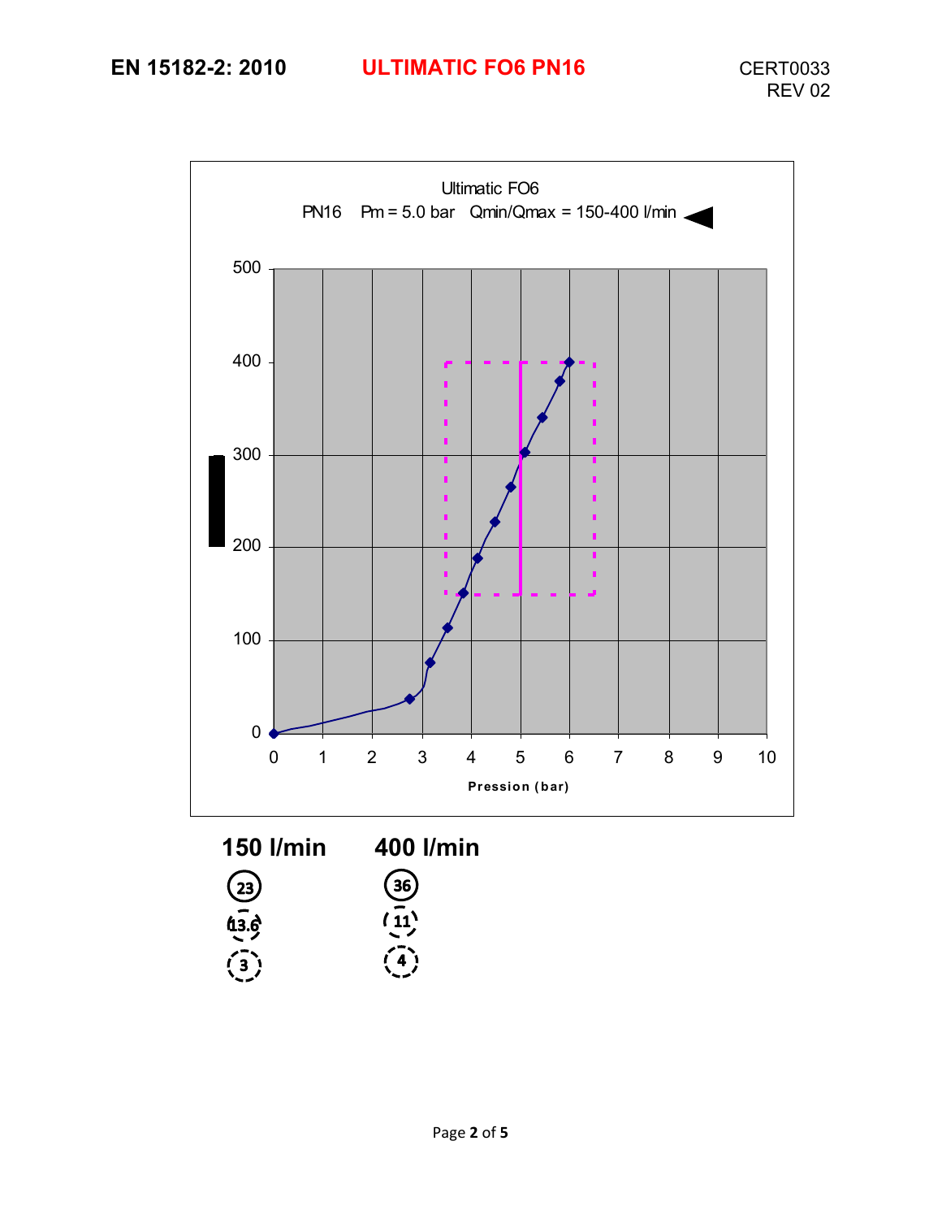# EN 15182-2: 2010 ULTIMATIC FO6 PN16

CERT0033
REV 02

Ultimatic FO6
PN16 Pm = 5.0 bar Qmin/Qmax = 150-400 l/min

Pression (bar)

| 150 l/min | 400 l/min |
| --- | --- |
| 23 | 36 |
| 13.6 | 11 |
| 3 | 4 |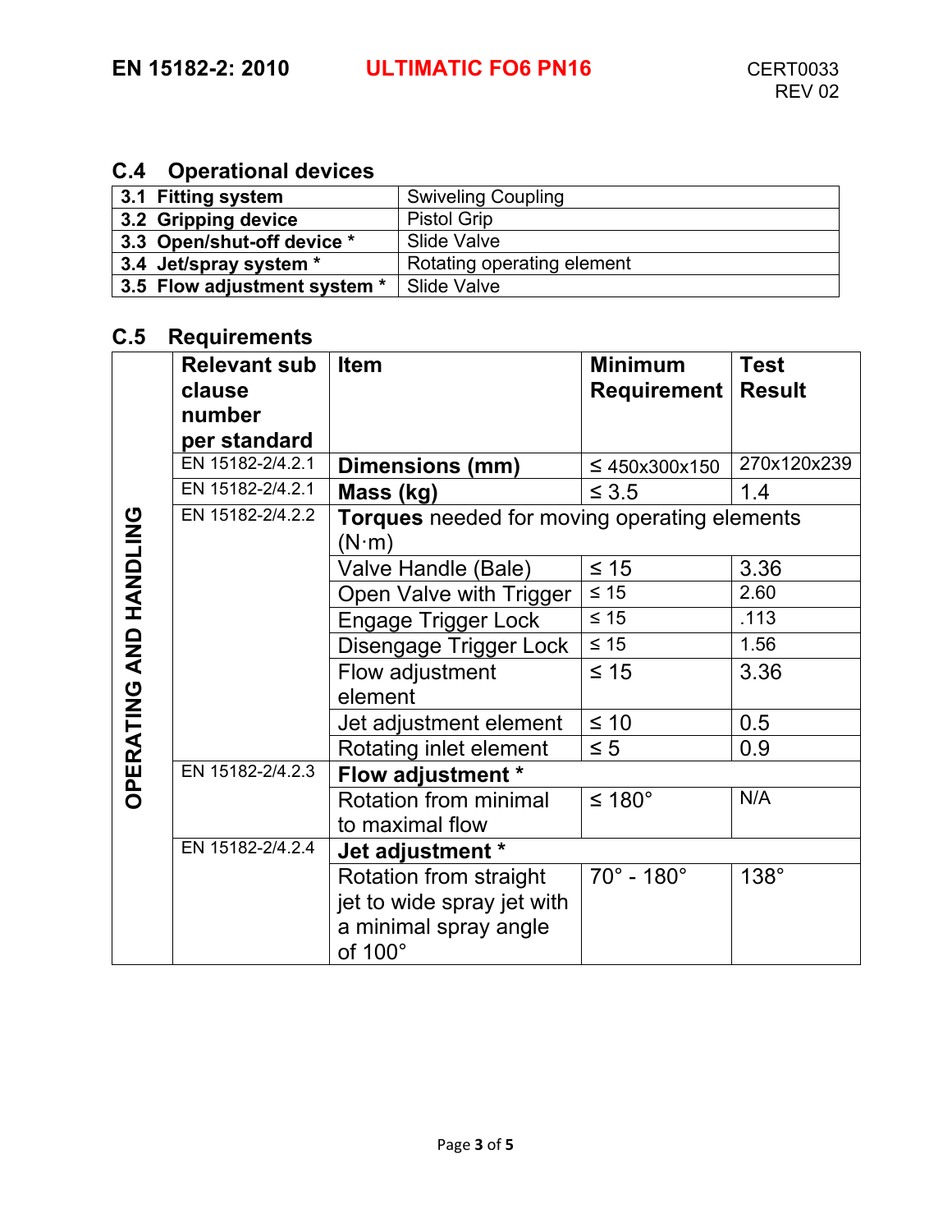## C.4 Operational devices

| | |
|---|---|
| **3.1 Fitting system** | Swiveling Coupling |
| **3.2 Gripping device** | Pistol Grip |
| **3.3 Open/shut-off device *** | Slide Valve |
| **3.4 Jet/spray system *** | Rotating operating element |
| **3.5 Flow adjustment system *** | Slide Valve |

## C.5 Requirements

| | Relevant sub clause number per standard | Item | Minimum Requirement | Test Result |
|---|---|---|---|---|
| OPERATING AND HANDLING | EN 15182-2/4.2.1 | **Dimensions (mm)** | ≤ 450x300x150 | 270x120x239 |
| | EN 15182-2/4.2.1 | **Mass (kg)** | ≤ 3.5 | 1.4 |
| | EN 15182-2/4.2.2 | **Torques** needed for moving operating elements (N·m) | | |
| | | Valve Handle (Bale) | ≤ 15 | 3.36 |
| | | Open Valve with Trigger | ≤ 15 | 2.60 |
| | | Engage Trigger Lock | ≤ 15 | .113 |
| | | Disengage Trigger Lock | ≤ 15 | 1.56 |
| | | Flow adjustment element | ≤ 15 | 3.36 |
| | | Jet adjustment element | ≤ 10 | 0.5 |
| | | Rotating inlet element | ≤ 5 | 0.9 |
| | EN 15182-2/4.2.3 | **Flow adjustment *** | | |
| | | Rotation from minimal to maximal flow | ≤ 180° | N/A |
| | EN 15182-2/4.2.4 | **Jet adjustment *** | | |
| | | Rotation from straight jet to wide spray jet with a minimal spray angle of 100° | 70° - 180° | 138° |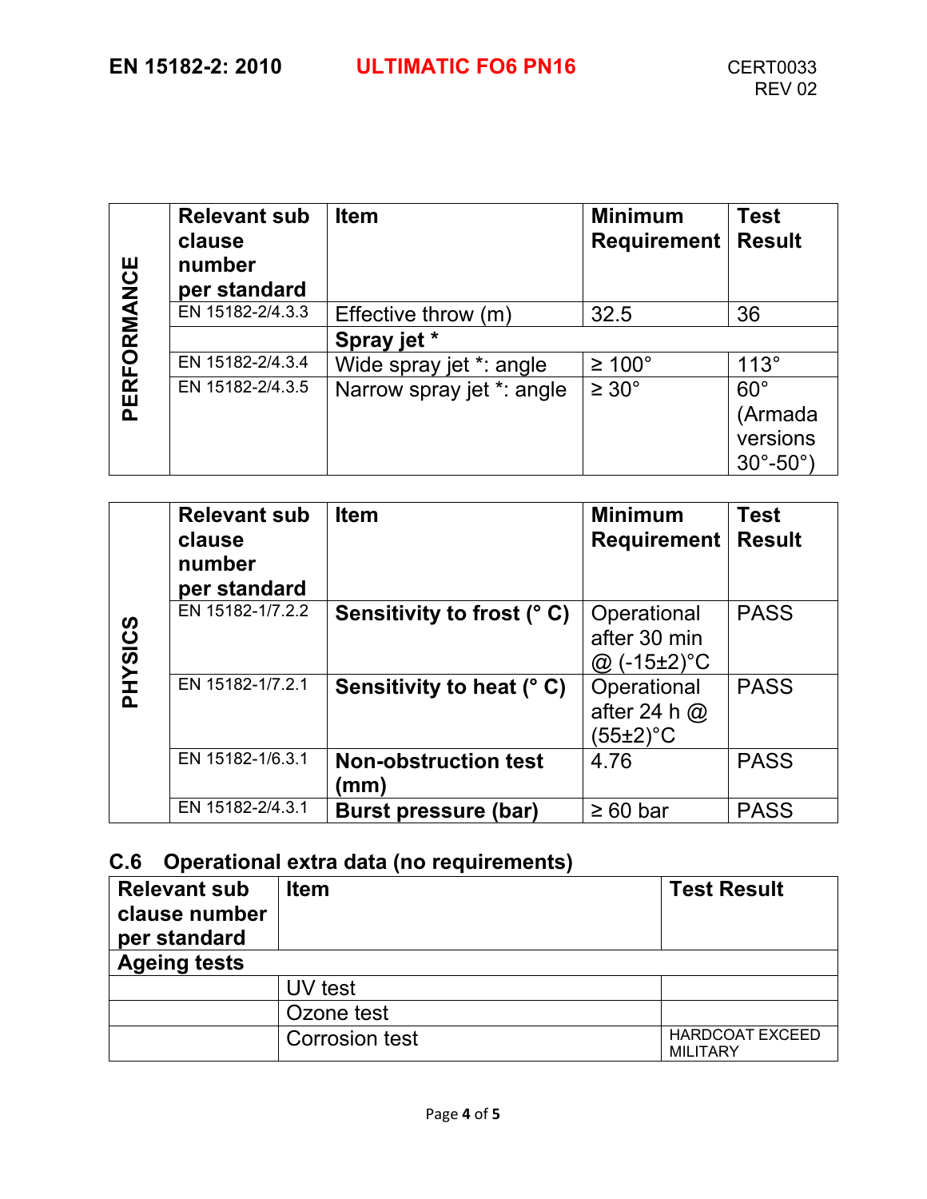| PERFORMANCE | Relevant sub clause number per standard | Item | Minimum Requirement | Test Result |
|---|---|---|---|---|
| | EN 15182-2/4.3.3 | Effective throw (m) | 32.5 | 36 |
| | | **Spray jet \*** | | |
| | EN 15182-2/4.3.4 | Wide spray jet \*: angle | ≥ 100° | 113° |
| | EN 15182-2/4.3.5 | Narrow spray jet \*: angle | ≥ 30° | 60° (Armada versions 30°-50°) |

| PHYSICS | Relevant sub clause number per standard | Item | Minimum Requirement | Test Result |
|---|---|---|---|---|
| | EN 15182-1/7.2.2 | **Sensitivity to frost (° C)** | Operational after 30 min @ (-15±2)°C | PASS |
| | EN 15182-1/7.2.1 | **Sensitivity to heat (° C)** | Operational after 24 h @ (55±2)°C | PASS |
| | EN 15182-1/6.3.1 | **Non-obstruction test (mm)** | 4.76 | PASS |
| | EN 15182-2/4.3.1 | **Burst pressure (bar)** | ≥ 60 bar | PASS |

## C.6 Operational extra data (no requirements)

| Relevant sub clause number per standard | Item | Test Result |
|---|---|---|
| **Ageing tests** | | |
| | UV test | |
| | Ozone test | |
| | Corrosion test | HARDCOAT EXCEED MILITARY |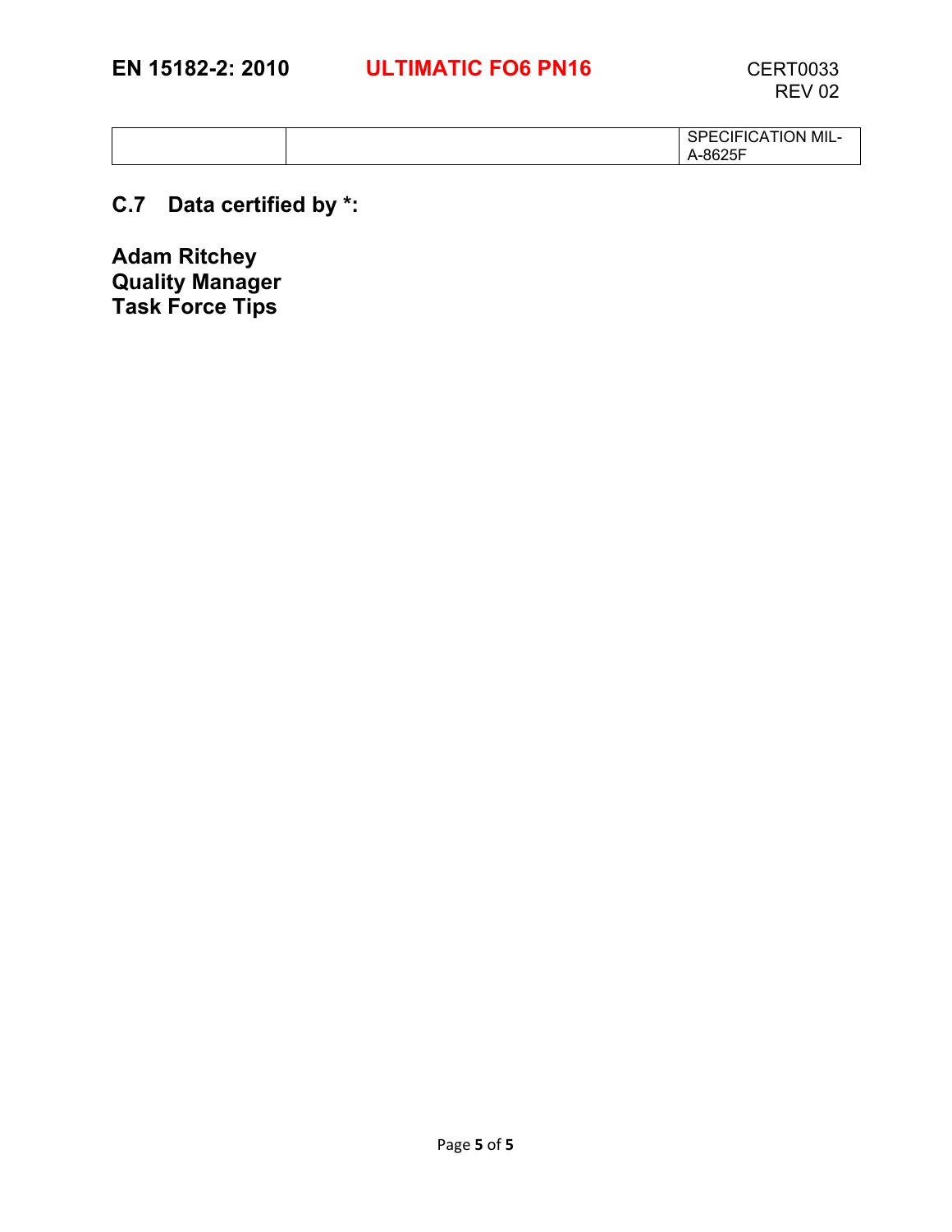| | | |
|---|---|---|
| | | SPECIFICATION MIL-A-8625F |

## C.7 Data certified by *:

**Adam Ritchey**
**Quality Manager**
**Task Force Tips**